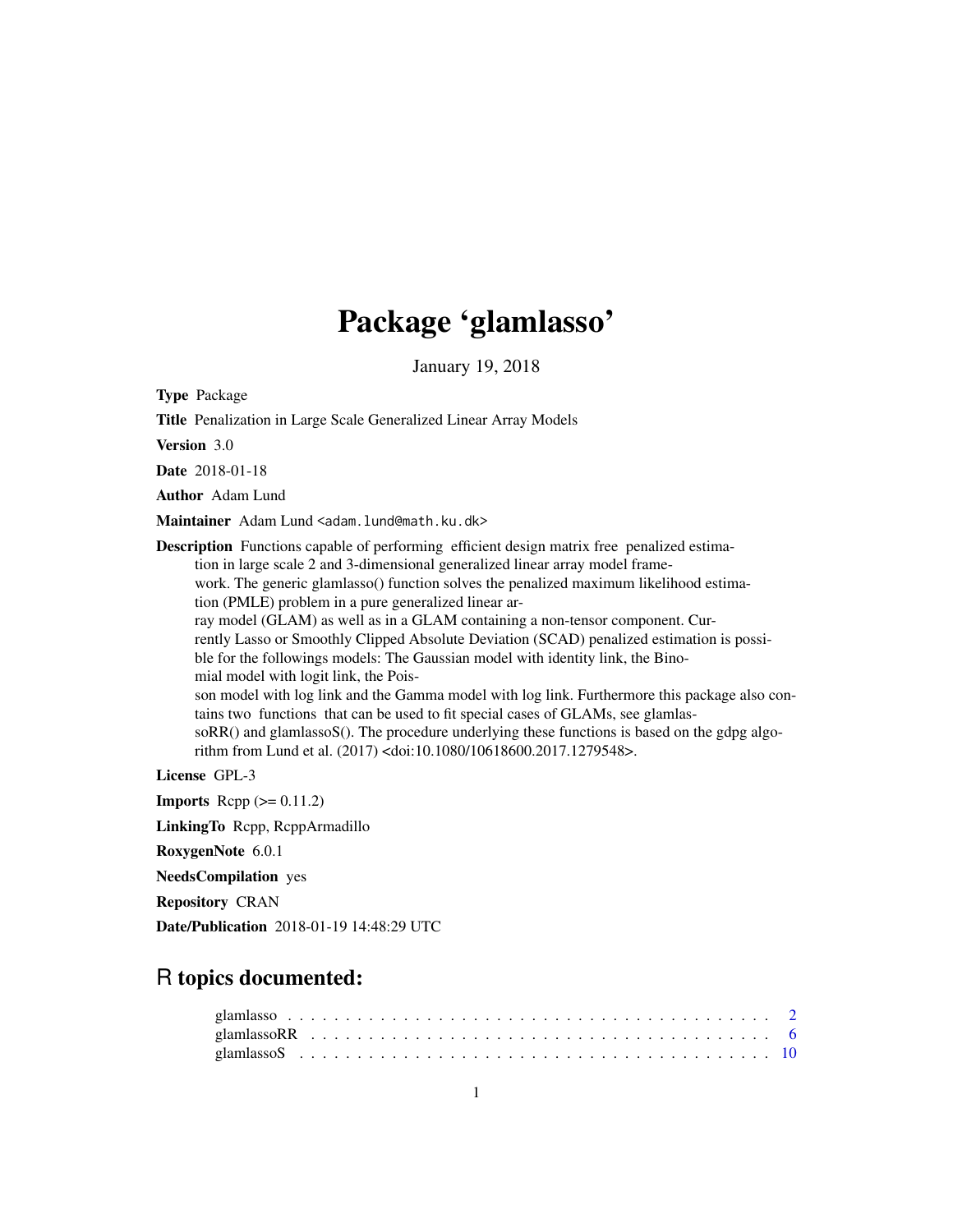# Package 'glamlasso'

January 19, 2018

**Type** Package

**Title** Penalization in Large Scale Generalized Linear Array Models

**Version** 3.0

**Date** 2018-01-18

**Author** Adam Lund

**Maintainer** Adam Lund <adam.lund@math.ku.dk>

**Description** Functions capable of performing efficient design matrix free penalized estimation in large scale 2 and 3-dimensional generalized linear array model framework. The generic glamlasso() function solves the penalized maximum likelihood estimation (PMLE) problem in a pure generalized linear array model (GLAM) as well as in a GLAM containing a non-tensor component. Currently Lasso or Smoothly Clipped Absolute Deviation (SCAD) penalized estimation is possible for the followings models: The Gaussian model with identity link, the Binomial model with logit link, the Poisson model with log link and the Gamma model with log link. Furthermore this package also contains two functions that can be used to fit special cases of GLAMs, see glamlassoRR() and glamlassoS(). The procedure underlying these functions is based on the gdpg algorithm from Lund et al. (2017) <doi:10.1080/10618600.2017.1279548>.

**License** GPL-3

**Imports** Rcpp (>= 0.11.2)

**LinkingTo** Rcpp, RcppArmadillo

**RoxygenNote** 6.0.1

**NeedsCompilation** yes

**Repository** CRAN

**Date/Publication** 2018-01-19 14:48:29 UTC

## R topics documented:

glamlasso . . . . . . . . . . . . . . . . . . . . . . . . . . . . . . . . . . . . . . . . 2
glamlassoRR . . . . . . . . . . . . . . . . . . . . . . . . . . . . . . . . . . . . . . 6
glamlassoS . . . . . . . . . . . . . . . . . . . . . . . . . . . . . . . . . . . . . . . 10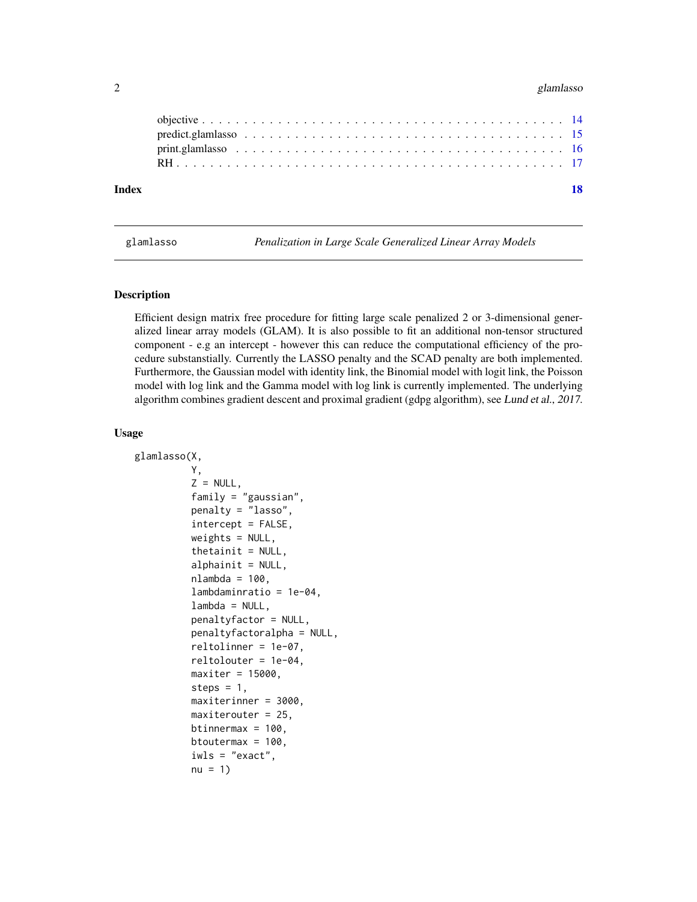| | |
|---|---|
| objective | 14 |
| predict.glamlasso | 15 |
| print.glamlasso | 16 |
| RH | 17 |

**Index** **18**

---

glamlasso *Penalization in Large Scale Generalized Linear Array Models*

---

## Description

Efficient design matrix free procedure for fitting large scale penalized 2 or 3-dimensional generalized linear array models (GLAM). It is also possible to fit an additional non-tensor structured component - e.g an intercept - however this can reduce the computational efficiency of the procedure substanstially. Currently the LASSO penalty and the SCAD penalty are both implemented. Furthermore, the Gaussian model with identity link, the Binomial model with logit link, the Poisson model with log link and the Gamma model with log link is currently implemented. The underlying algorithm combines gradient descent and proximal gradient (gdpg algorithm), see *Lund et al., 2017*.

## Usage

```
glamlasso(X,
          Y,
          Z = NULL,
          family = "gaussian",
          penalty = "lasso",
          intercept = FALSE,
          weights = NULL,
          thetainit = NULL,
          alphainit = NULL,
          nlambda = 100,
          lambdaminratio = 1e-04,
          lambda = NULL,
          penaltyfactor = NULL,
          penaltyfactoralpha = NULL,
          reltolinner = 1e-07,
          reltolouter = 1e-04,
          maxiter = 15000,
          steps = 1,
          maxiterinner = 3000,
          maxiterouter = 25,
          btinnermax = 100,
          btoutermax = 100,
          iwls = "exact",
          nu = 1)
```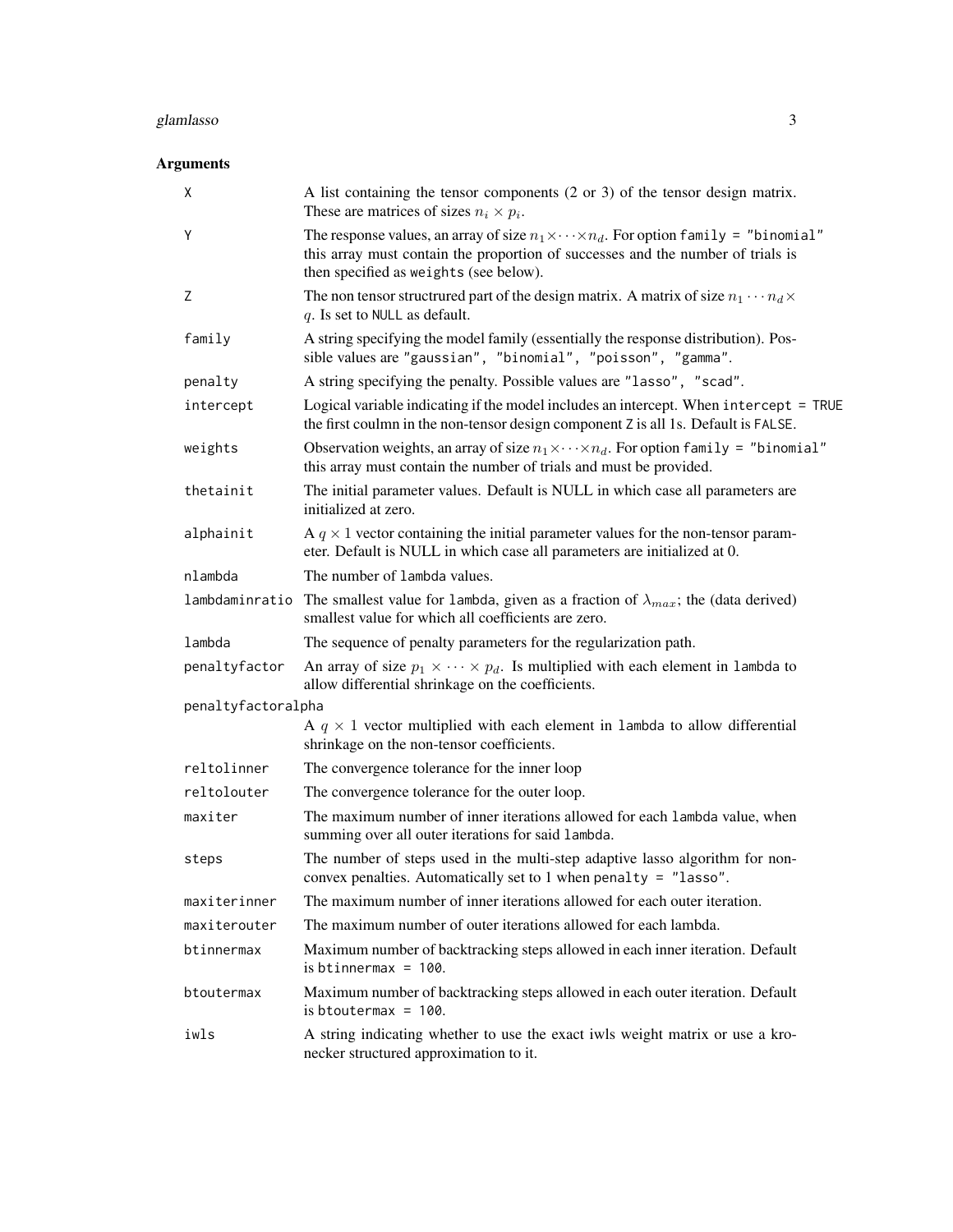## Arguments

| Argument | Description |
| --- | --- |
| X | A list containing the tensor components (2 or 3) of the tensor design matrix. These are matrices of sizes $n_i \times p_i$. |
| Y | The response values, an array of size $n_1 \times \cdots \times n_d$. For option `family = "binomial"` this array must contain the proportion of successes and the number of trials is then specified as `weights` (see below). |
| Z | The non tensor structrured part of the design matrix. A matrix of size $n_1 \cdots n_d \times q$. Is set to `NULL` as default. |
| family | A string specifying the model family (essentially the response distribution). Possible values are `"gaussian", "binomial", "poisson", "gamma"`. |
| penalty | A string specifying the penalty. Possible values are `"lasso", "scad"`. |
| intercept | Logical variable indicating if the model includes an intercept. When `intercept = TRUE` the first coulmn in the non-tensor design component `Z` is all 1s. Default is `FALSE`. |
| weights | Observation weights, an array of size $n_1 \times \cdots \times n_d$. For option `family = "binomial"` this array must contain the number of trials and must be provided. |
| thetainit | The initial parameter values. Default is NULL in which case all parameters are initialized at zero. |
| alphainit | A $q \times 1$ vector containing the initial parameter values for the non-tensor parameter. Default is NULL in which case all parameters are initialized at 0. |
| nlambda | The number of `lambda` values. |
| lambdaminratio | The smallest value for `lambda`, given as a fraction of $\lambda_{max}$; the (data derived) smallest value for which all coefficients are zero. |
| lambda | The sequence of penalty parameters for the regularization path. |
| penaltyfactor | An array of size $p_1 \times \cdots \times p_d$. Is multiplied with each element in `lambda` to allow differential shrinkage on the coefficients. |
| penaltyfactoralpha | A $q \times 1$ vector multiplied with each element in `lambda` to allow differential shrinkage on the non-tensor coefficients. |
| reltolinner | The convergence tolerance for the inner loop |
| reltolouter | The convergence tolerance for the outer loop. |
| maxiter | The maximum number of inner iterations allowed for each `lambda` value, when summing over all outer iterations for said `lambda`. |
| steps | The number of steps used in the multi-step adaptive lasso algorithm for non-convex penalties. Automatically set to 1 when `penalty = "lasso"`. |
| maxiterinner | The maximum number of inner iterations allowed for each outer iteration. |
| maxiterouter | The maximum number of outer iterations allowed for each lambda. |
| btinnermax | Maximum number of backtracking steps allowed in each inner iteration. Default is `btinnermax = 100`. |
| btoutermax | Maximum number of backtracking steps allowed in each outer iteration. Default is `btoutermax = 100`. |
| iwls | A string indicating whether to use the exact iwls weight matrix or use a kronecker structured approximation to it. |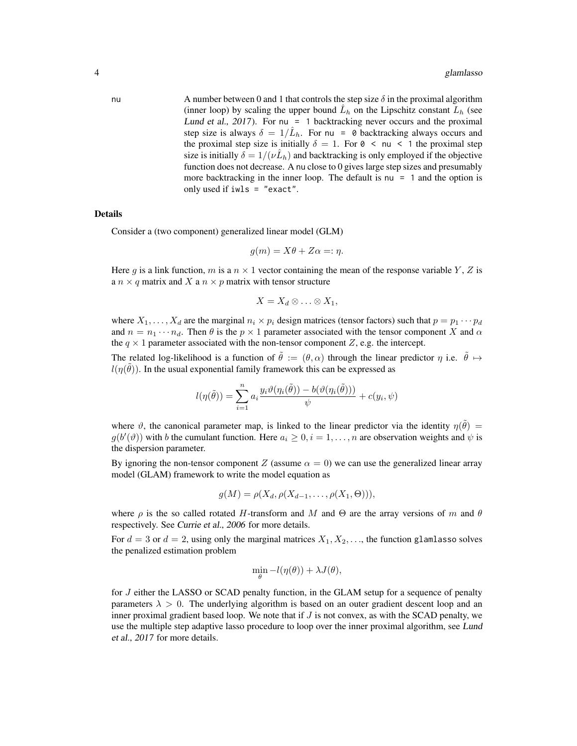nu A number between 0 and 1 that controls the step size $\delta$ in the proximal algorithm (inner loop) by scaling the upper bound $\hat{L}_h$ on the Lipschitz constant $L_h$ (see *Lund et al., 2017*). For `nu = 1` backtracking never occurs and the proximal step size is always $\delta = 1/\hat{L}_h$. For `nu = 0` backtracking always occurs and the proximal step size is initially $\delta = 1$. For `0 < nu < 1` the proximal step size is initially $\delta = 1/(\nu\hat{L}_h)$ and backtracking is only employed if the objective function does not decrease. A `nu` close to 0 gives large step sizes and presumably more backtracking in the inner loop. The default is `nu = 1` and the option is only used if `iwls = "exact"`.

## Details

Consider a (two component) generalized linear model (GLM)

$$g(m) = X\theta + Z\alpha =: \eta.$$

Here $g$ is a link function, $m$ is a $n \times 1$ vector containing the mean of the response variable $Y$, $Z$ is a $n \times q$ matrix and $X$ a $n \times p$ matrix with tensor structure

$$X = X_d \otimes \ldots \otimes X_1,$$

where $X_1, \ldots, X_d$ are the marginal $n_i \times p_i$ design matrices (tensor factors) such that $p = p_1 \cdots p_d$ and $n = n_1 \cdots n_d$. Then $\theta$ is the $p \times 1$ parameter associated with the tensor component $X$ and $\alpha$ the $q \times 1$ parameter associated with the non-tensor component $Z$, e.g. the intercept.

The related log-likelihood is a function of $\tilde{\theta} := (\theta, \alpha)$ through the linear predictor $\eta$ i.e. $\tilde{\theta} \mapsto l(\eta(\tilde{\theta}))$. In the usual exponential family framework this can be expressed as

$$l(\eta(\tilde{\theta})) = \sum_{i=1}^{n} a_i \frac{y_i \vartheta(\eta_i(\tilde{\theta})) - b(\vartheta(\eta_i(\tilde{\theta})))}{\psi} + c(y_i, \psi)$$

where $\vartheta$, the canonical parameter map, is linked to the linear predictor via the identity $\eta(\tilde{\theta}) = g(b'(\vartheta))$ with $b$ the cumulant function. Here $a_i \geq 0, i = 1, \ldots, n$ are observation weights and $\psi$ is the dispersion parameter.

By ignoring the non-tensor component $Z$ (assume $\alpha = 0$) we can use the generalized linear array model (GLAM) framework to write the model equation as

$$g(M) = \rho(X_d, \rho(X_{d-1}, \ldots, \rho(X_1, \Theta))),$$

where $\rho$ is the so called rotated $H$-transform and $M$ and $\Theta$ are the array versions of $m$ and $\theta$ respectively. See *Currie et al., 2006* for more details.

For $d = 3$ or $d = 2$, using only the marginal matrices $X_1, X_2, \ldots$, the function `glamlasso` solves the penalized estimation problem

$$\min_{\theta} -l(\eta(\theta)) + \lambda J(\theta),$$

for $J$ either the LASSO or SCAD penalty function, in the GLAM setup for a sequence of penalty parameters $\lambda > 0$. The underlying algorithm is based on an outer gradient descent loop and an inner proximal gradient based loop. We note that if $J$ is not convex, as with the SCAD penalty, we use the multiple step adaptive lasso procedure to loop over the inner proximal algorithm, see *Lund et al., 2017* for more details.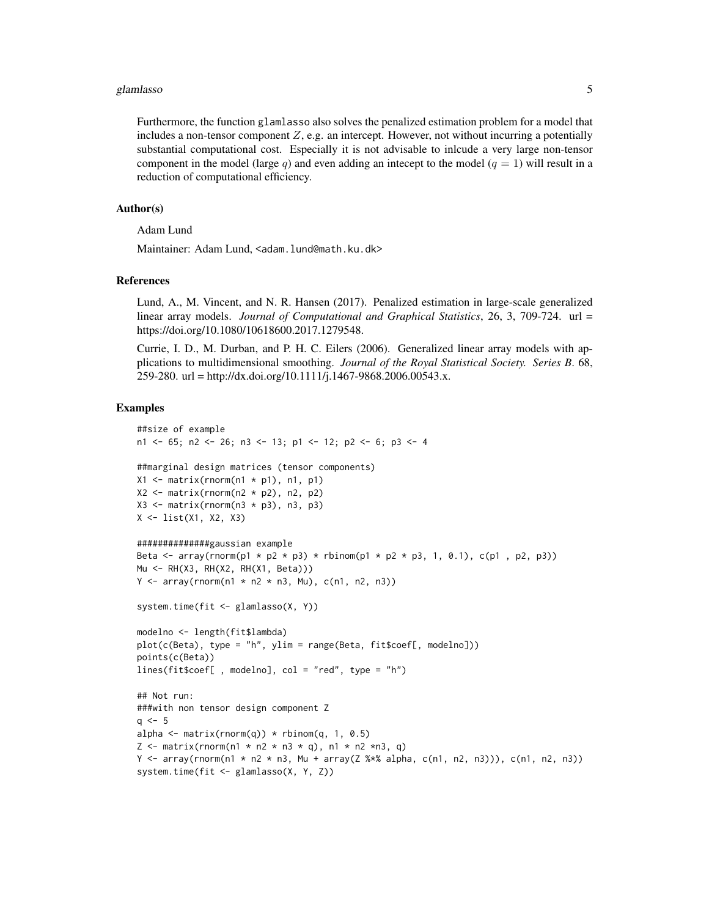Furthermore, the function glamlasso also solves the penalized estimation problem for a model that includes a non-tensor component $Z$, e.g. an intercept. However, not without incurring a potentially substantial computational cost. Especially it is not advisable to inlcude a very large non-tensor component in the model (large $q$) and even adding an intecept to the model ($q = 1$) will result in a reduction of computational efficiency.

## Author(s)

Adam Lund

Maintainer: Adam Lund, <adam.lund@math.ku.dk>

## References

Lund, A., M. Vincent, and N. R. Hansen (2017). Penalized estimation in large-scale generalized linear array models. *Journal of Computational and Graphical Statistics*, 26, 3, 709-724. url = https://doi.org/10.1080/10618600.2017.1279548.

Currie, I. D., M. Durban, and P. H. C. Eilers (2006). Generalized linear array models with applications to multidimensional smoothing. *Journal of the Royal Statistical Society. Series B*. 68, 259-280. url = http://dx.doi.org/10.1111/j.1467-9868.2006.00543.x.

## Examples

```
##size of example
n1 <- 65; n2 <- 26; n3 <- 13; p1 <- 12; p2 <- 6; p3 <- 4

##marginal design matrices (tensor components)
X1 <- matrix(rnorm(n1 * p1), n1, p1)
X2 <- matrix(rnorm(n2 * p2), n2, p2)
X3 <- matrix(rnorm(n3 * p3), n3, p3)
X <- list(X1, X2, X3)

##############gaussian example
Beta <- array(rnorm(p1 * p2 * p3) * rbinom(p1 * p2 * p3, 1, 0.1), c(p1 , p2, p3))
Mu <- RH(X3, RH(X2, RH(X1, Beta)))
Y <- array(rnorm(n1 * n2 * n3, Mu), c(n1, n2, n3))

system.time(fit <- glamlasso(X, Y))

modelno <- length(fit$lambda)
plot(c(Beta), type = "h", ylim = range(Beta, fit$coef[, modelno]))
points(c(Beta))
lines(fit$coef[ , modelno], col = "red", type = "h")

## Not run:
###with non tensor design component Z
q <- 5
alpha <- matrix(rnorm(q)) * rbinom(q, 1, 0.5)
Z <- matrix(rnorm(n1 * n2 * n3 * q), n1 * n2 *n3, q)
Y <- array(rnorm(n1 * n2 * n3, Mu + array(Z %*% alpha, c(n1, n2, n3))), c(n1, n2, n3))
system.time(fit <- glamlasso(X, Y, Z))
```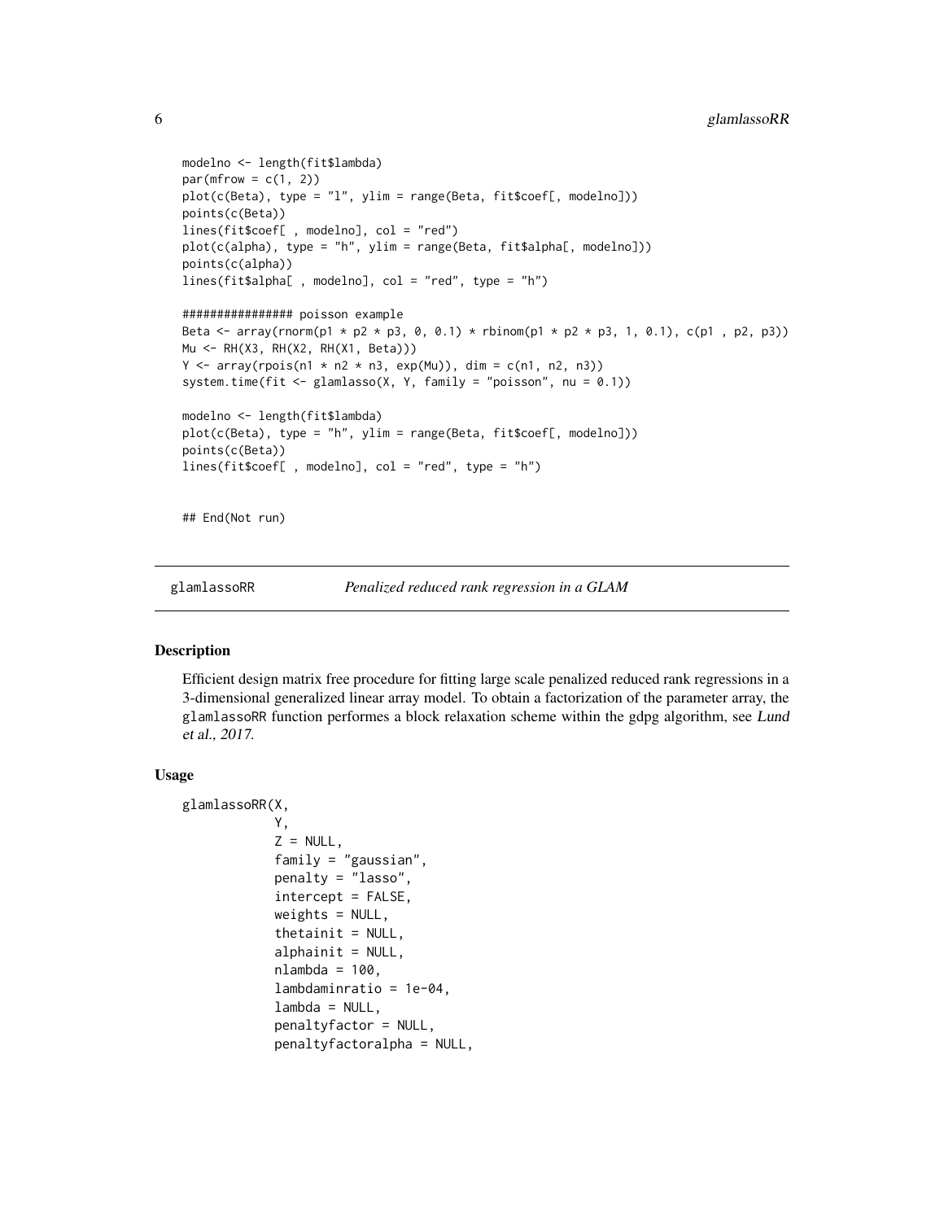```
modelno <- length(fit$lambda)
par(mfrow = c(1, 2))
plot(c(Beta), type = "l", ylim = range(Beta, fit$coef[, modelno]))
points(c(Beta))
lines(fit$coef[ , modelno], col = "red")
plot(c(alpha), type = "h", ylim = range(Beta, fit$alpha[, modelno]))
points(c(alpha))
lines(fit$alpha[ , modelno], col = "red", type = "h")

################ poisson example
Beta <- array(rnorm(p1 * p2 * p3, 0, 0.1) * rbinom(p1 * p2 * p3, 1, 0.1), c(p1 , p2, p3))
Mu <- RH(X3, RH(X2, RH(X1, Beta)))
Y <- array(rpois(n1 * n2 * n3, exp(Mu)), dim = c(n1, n2, n3))
system.time(fit <- glamlasso(X, Y, family = "poisson", nu = 0.1))

modelno <- length(fit$lambda)
plot(c(Beta), type = "h", ylim = range(Beta, fit$coef[, modelno]))
points(c(Beta))
lines(fit$coef[ , modelno], col = "red", type = "h")


## End(Not run)
```

---

## glamlassoRR — *Penalized reduced rank regression in a GLAM*

### Description

Efficient design matrix free procedure for fitting large scale penalized reduced rank regressions in a 3-dimensional generalized linear array model. To obtain a factorization of the parameter array, the glamlassoRR function performes a block relaxation scheme within the gdpg algorithm, see *Lund et al., 2017*.

### Usage

```
glamlassoRR(X,
            Y,
            Z = NULL,
            family = "gaussian",
            penalty = "lasso",
            intercept = FALSE,
            weights = NULL,
            thetainit = NULL,
            alphainit = NULL,
            nlambda = 100,
            lambdaminratio = 1e-04,
            lambda = NULL,
            penaltyfactor = NULL,
            penaltyfactoralpha = NULL,
```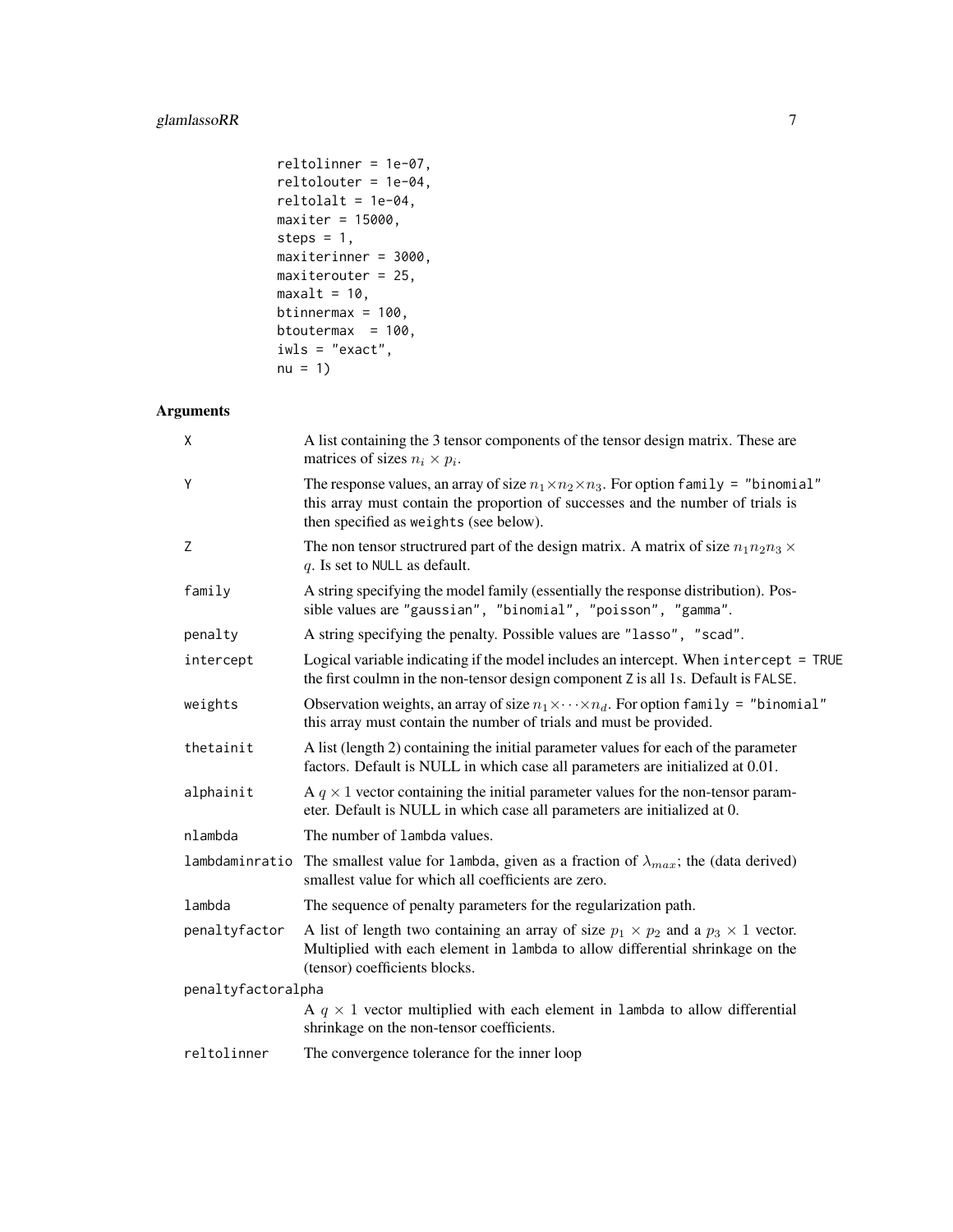```
reltolinner = 1e-07,
reltolouter = 1e-04,
reltolalt = 1e-04,
maxiter = 15000,
steps = 1,
maxiterinner = 3000,
maxiterouter = 25,
maxalt = 10,
btinnermax = 100,
btoutermax  = 100,
iwls = "exact",
nu = 1)
```

## Arguments

| | |
|---|---|
| `X` | A list containing the 3 tensor components of the tensor design matrix. These are matrices of sizes $n_i \times p_i$. |
| `Y` | The response values, an array of size $n_1 \times n_2 \times n_3$. For option `family = "binomial"` this array must contain the proportion of successes and the number of trials is then specified as `weights` (see below). |
| `Z` | The non tensor structrured part of the design matrix. A matrix of size $n_1 n_2 n_3 \times q$. Is set to `NULL` as default. |
| `family` | A string specifying the model family (essentially the response distribution). Possible values are `"gaussian", "binomial", "poisson", "gamma"`. |
| `penalty` | A string specifying the penalty. Possible values are `"lasso", "scad"`. |
| `intercept` | Logical variable indicating if the model includes an intercept. When `intercept = TRUE` the first coulmn in the non-tensor design component `Z` is all 1s. Default is `FALSE`. |
| `weights` | Observation weights, an array of size $n_1 \times \cdots \times n_d$. For option `family = "binomial"` this array must contain the number of trials and must be provided. |
| `thetainit` | A list (length 2) containing the initial parameter values for each of the parameter factors. Default is NULL in which case all parameters are initialized at 0.01. |
| `alphainit` | A $q \times 1$ vector containing the initial parameter values for the non-tensor parameter. Default is NULL in which case all parameters are initialized at 0. |
| `nlambda` | The number of `lambda` values. |
| `lambdaminratio` | The smallest value for `lambda`, given as a fraction of $\lambda_{max}$; the (data derived) smallest value for which all coefficients are zero. |
| `lambda` | The sequence of penalty parameters for the regularization path. |
| `penaltyfactor` | A list of length two containing an array of size $p_1 \times p_2$ and a $p_3 \times 1$ vector. Multiplied with each element in `lambda` to allow differential shrinkage on the (tensor) coefficients blocks. |
| `penaltyfactoralpha` | A $q \times 1$ vector multiplied with each element in `lambda` to allow differential shrinkage on the non-tensor coefficients. |
| `reltolinner` | The convergence tolerance for the inner loop |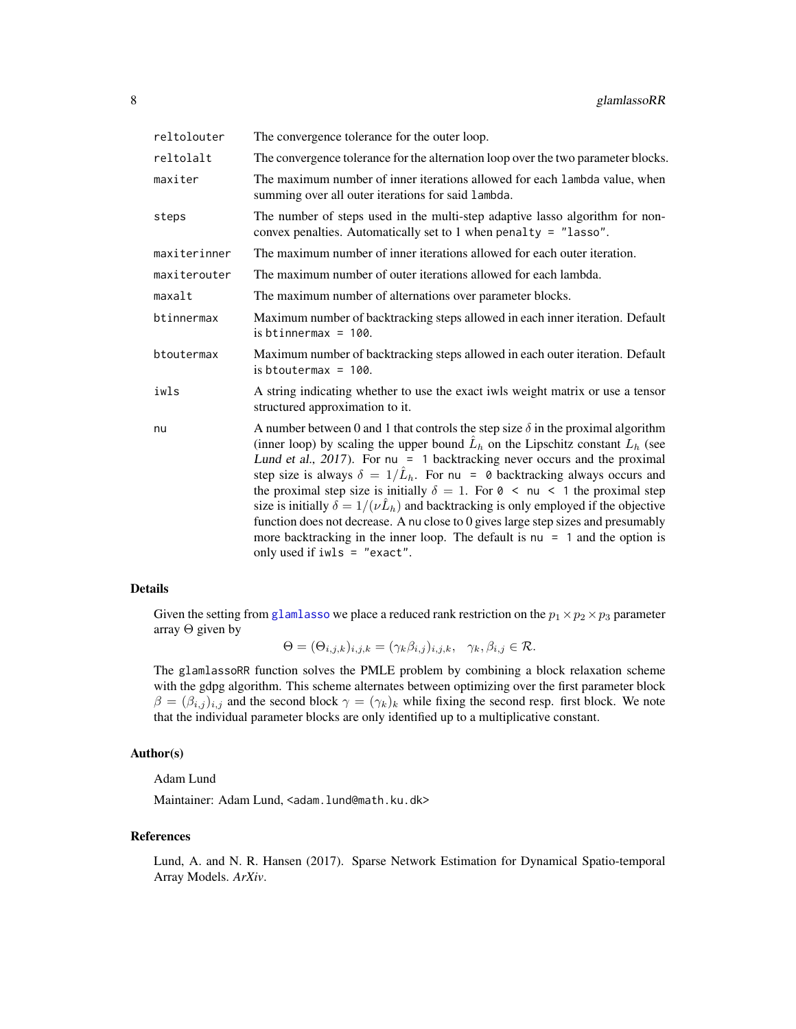| | |
|---|---|
| reltolouter | The convergence tolerance for the outer loop. |
| reltolalt | The convergence tolerance for the alternation loop over the two parameter blocks. |
| maxiter | The maximum number of inner iterations allowed for each lambda value, when summing over all outer iterations for said lambda. |
| steps | The number of steps used in the multi-step adaptive lasso algorithm for non-convex penalties. Automatically set to 1 when penalty = "lasso". |
| maxiterinner | The maximum number of inner iterations allowed for each outer iteration. |
| maxiterouter | The maximum number of outer iterations allowed for each lambda. |
| maxalt | The maximum number of alternations over parameter blocks. |
| btinnermax | Maximum number of backtracking steps allowed in each inner iteration. Default is btinnermax = 100. |
| btoutermax | Maximum number of backtracking steps allowed in each outer iteration. Default is btoutermax = 100. |
| iwls | A string indicating whether to use the exact iwls weight matrix or use a tensor structured approximation to it. |
| nu | A number between 0 and 1 that controls the step size $\delta$ in the proximal algorithm (inner loop) by scaling the upper bound $\hat{L}_h$ on the Lipschitz constant $L_h$ (see *Lund et al., 2017*). For nu = 1 backtracking never occurs and the proximal step size is always $\delta = 1/\hat{L}_h$. For nu = 0 backtracking always occurs and the proximal step size is initially $\delta = 1$. For 0 < nu < 1 the proximal step size is initially $\delta = 1/(\nu \hat{L}_h)$ and backtracking is only employed if the objective function does not decrease. A nu close to 0 gives large step sizes and presumably more backtracking in the inner loop. The default is nu = 1 and the option is only used if iwls = "exact". |

## Details

Given the setting from glamlasso we place a reduced rank restriction on the $p_1 \times p_2 \times p_3$ parameter array $\Theta$ given by

$$\Theta = (\Theta_{i,j,k})_{i,j,k} = (\gamma_k \beta_{i,j})_{i,j,k}, \quad \gamma_k, \beta_{i,j} \in \mathcal{R}.$$

The glamlassoRR function solves the PMLE problem by combining a block relaxation scheme with the gdpg algorithm. This scheme alternates between optimizing over the first parameter block $\beta = (\beta_{i,j})_{i,j}$ and the second block $\gamma = (\gamma_k)_k$ while fixing the second resp. first block. We note that the individual parameter blocks are only identified up to a multiplicative constant.

## Author(s)

Adam Lund

Maintainer: Adam Lund, <adam.lund@math.ku.dk>

## References

Lund, A. and N. R. Hansen (2017). Sparse Network Estimation for Dynamical Spatio-temporal Array Models. *ArXiv*.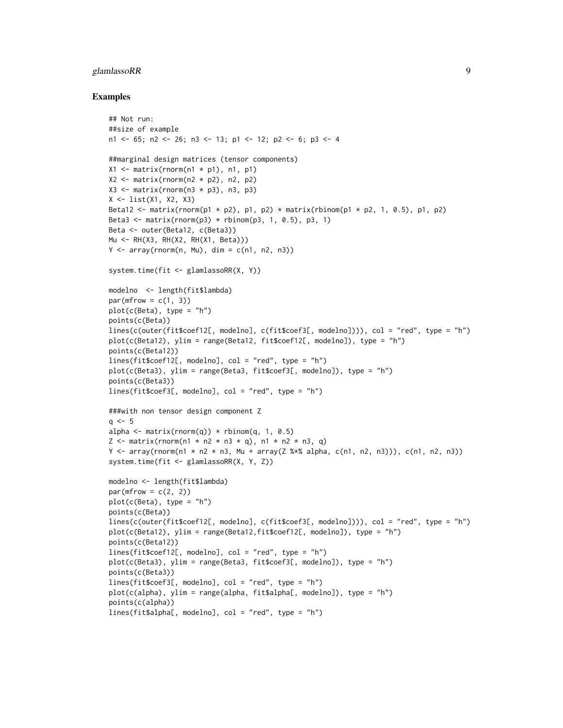### Examples

```
## Not run:
##size of example
n1 <- 65; n2 <- 26; n3 <- 13; p1 <- 12; p2 <- 6; p3 <- 4

##marginal design matrices (tensor components)
X1 <- matrix(rnorm(n1 * p1), n1, p1)
X2 <- matrix(rnorm(n2 * p2), n2, p2)
X3 <- matrix(rnorm(n3 * p3), n3, p3)
X <- list(X1, X2, X3)
Beta12 <- matrix(rnorm(p1 * p2), p1, p2) * matrix(rbinom(p1 * p2, 1, 0.5), p1, p2)
Beta3 <- matrix(rnorm(p3) * rbinom(p3, 1, 0.5), p3, 1)
Beta <- outer(Beta12, c(Beta3))
Mu <- RH(X3, RH(X2, RH(X1, Beta)))
Y <- array(rnorm(n, Mu), dim = c(n1, n2, n3))

system.time(fit <- glamlassoRR(X, Y))

modelno  <- length(fit$lambda)
par(mfrow = c(1, 3))
plot(c(Beta), type = "h")
points(c(Beta))
lines(c(outer(fit$coef12[, modelno], c(fit$coef3[, modelno]))), col = "red", type = "h")
plot(c(Beta12), ylim = range(Beta12, fit$coef12[, modelno]), type = "h")
points(c(Beta12))
lines(fit$coef12[, modelno], col = "red", type = "h")
plot(c(Beta3), ylim = range(Beta3, fit$coef3[, modelno]), type = "h")
points(c(Beta3))
lines(fit$coef3[, modelno], col = "red", type = "h")

###with non tensor design component Z
q <- 5
alpha <- matrix(rnorm(q)) * rbinom(q, 1, 0.5)
Z <- matrix(rnorm(n1 * n2 * n3 * q), n1 * n2 * n3, q)
Y <- array(rnorm(n1 * n2 * n3, Mu + array(Z %*% alpha, c(n1, n2, n3))), c(n1, n2, n3))
system.time(fit <- glamlassoRR(X, Y, Z))

modelno <- length(fit$lambda)
par(mfrow = c(2, 2))
plot(c(Beta), type = "h")
points(c(Beta))
lines(c(outer(fit$coef12[, modelno], c(fit$coef3[, modelno]))), col = "red", type = "h")
plot(c(Beta12), ylim = range(Beta12,fit$coef12[, modelno]), type = "h")
points(c(Beta12))
lines(fit$coef12[, modelno], col = "red", type = "h")
plot(c(Beta3), ylim = range(Beta3, fit$coef3[, modelno]), type = "h")
points(c(Beta3))
lines(fit$coef3[, modelno], col = "red", type = "h")
plot(c(alpha), ylim = range(alpha, fit$alpha[, modelno]), type = "h")
points(c(alpha))
lines(fit$alpha[, modelno], col = "red", type = "h")
```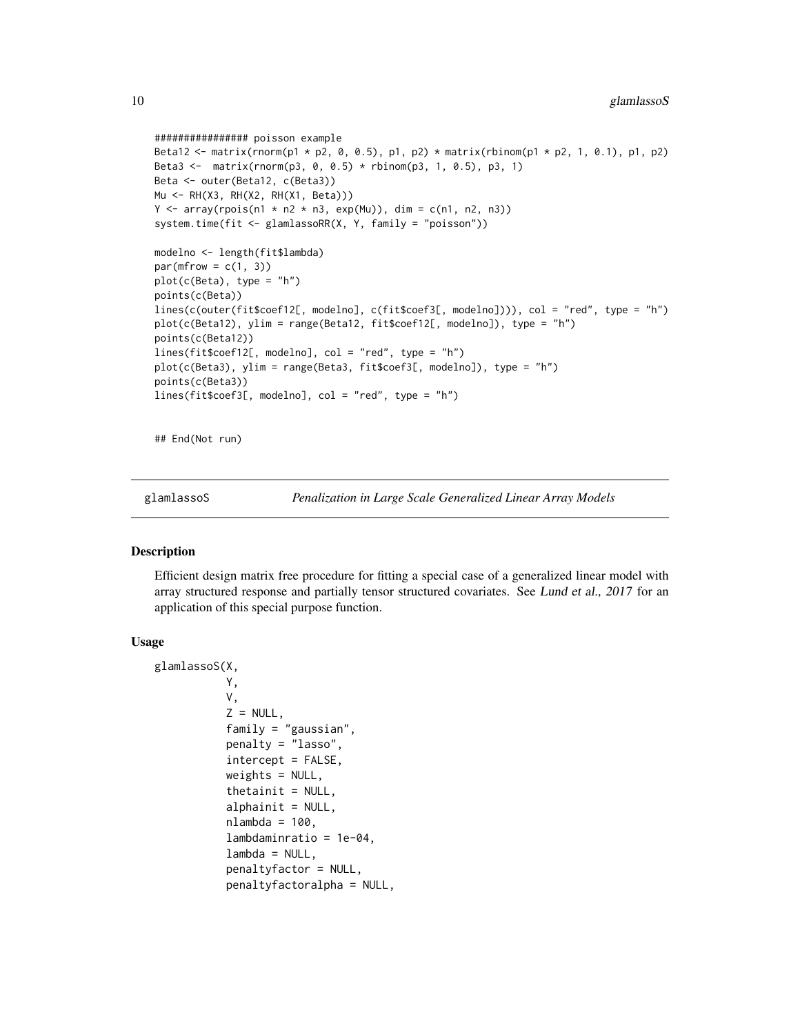```
################ poisson example
Beta12 <- matrix(rnorm(p1 * p2, 0, 0.5), p1, p2) * matrix(rbinom(p1 * p2, 1, 0.1), p1, p2)
Beta3 <-  matrix(rnorm(p3, 0, 0.5) * rbinom(p3, 1, 0.5), p3, 1)
Beta <- outer(Beta12, c(Beta3))
Mu <- RH(X3, RH(X2, RH(X1, Beta)))
Y <- array(rpois(n1 * n2 * n3, exp(Mu)), dim = c(n1, n2, n3))
system.time(fit <- glamlassoRR(X, Y, family = "poisson"))

modelno <- length(fit$lambda)
par(mfrow = c(1, 3))
plot(c(Beta), type = "h")
points(c(Beta))
lines(c(outer(fit$coef12[, modelno], c(fit$coef3[, modelno]))), col = "red", type = "h")
plot(c(Beta12), ylim = range(Beta12, fit$coef12[, modelno]), type = "h")
points(c(Beta12))
lines(fit$coef12[, modelno], col = "red", type = "h")
plot(c(Beta3), ylim = range(Beta3, fit$coef3[, modelno]), type = "h")
points(c(Beta3))
lines(fit$coef3[, modelno], col = "red", type = "h")


## End(Not run)
```

## glamlassoS — *Penalization in Large Scale Generalized Linear Array Models*

### Description

Efficient design matrix free procedure for fitting a special case of a generalized linear model with array structured response and partially tensor structured covariates. See *Lund et al., 2017* for an application of this special purpose function.

### Usage

```
glamlassoS(X,
           Y,
           V,
           Z = NULL,
           family = "gaussian",
           penalty = "lasso",
           intercept = FALSE,
           weights = NULL,
           thetainit = NULL,
           alphainit = NULL,
           nlambda = 100,
           lambdaminratio = 1e-04,
           lambda = NULL,
           penaltyfactor = NULL,
           penaltyfactoralpha = NULL,
```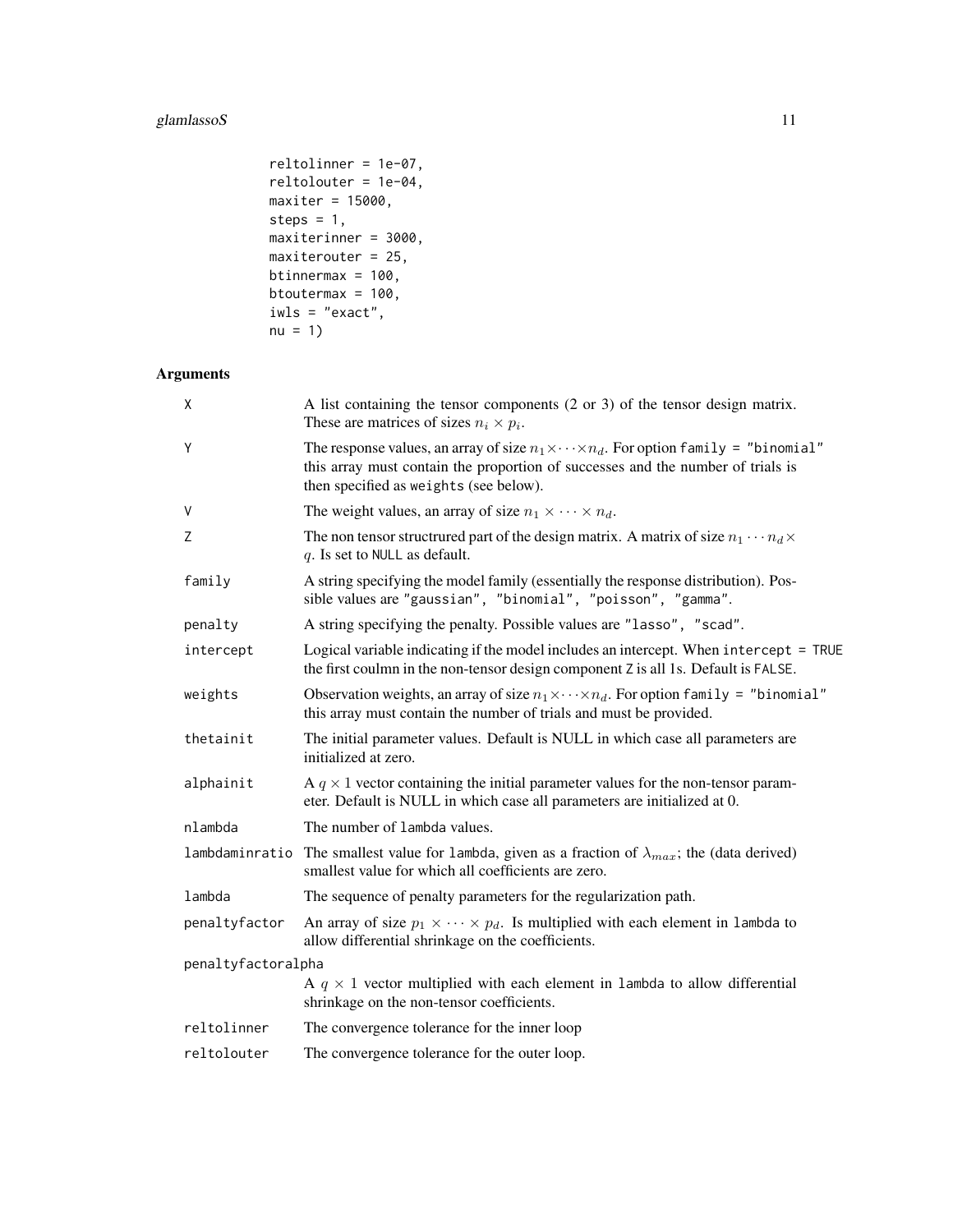```
reltolinner = 1e-07,
reltolouter = 1e-04,
maxiter = 15000,
steps = 1,
maxiterinner = 3000,
maxiterouter = 25,
btinnermax = 100,
btoutermax = 100,
iwls = "exact",
nu = 1)
```

## Arguments

| | |
|---|---|
| X | A list containing the tensor components (2 or 3) of the tensor design matrix. These are matrices of sizes $n_i \times p_i$. |
| Y | The response values, an array of size $n_1 \times \cdots \times n_d$. For option `family = "binomial"` this array must contain the proportion of successes and the number of trials is then specified as `weights` (see below). |
| V | The weight values, an array of size $n_1 \times \cdots \times n_d$. |
| Z | The non tensor structrured part of the design matrix. A matrix of size $n_1 \cdots n_d \times q$. Is set to `NULL` as default. |
| family | A string specifying the model family (essentially the response distribution). Possible values are `"gaussian"`, `"binomial"`, `"poisson"`, `"gamma"`. |
| penalty | A string specifying the penalty. Possible values are `"lasso"`, `"scad"`. |
| intercept | Logical variable indicating if the model includes an intercept. When `intercept = TRUE` the first coulmn in the non-tensor design component `Z` is all 1s. Default is `FALSE`. |
| weights | Observation weights, an array of size $n_1 \times \cdots \times n_d$. For option `family = "binomial"` this array must contain the number of trials and must be provided. |
| thetainit | The initial parameter values. Default is NULL in which case all parameters are initialized at zero. |
| alphainit | A $q \times 1$ vector containing the initial parameter values for the non-tensor parameter. Default is NULL in which case all parameters are initialized at 0. |
| nlambda | The number of `lambda` values. |
| lambdaminratio | The smallest value for `lambda`, given as a fraction of $\lambda_{max}$; the (data derived) smallest value for which all coefficients are zero. |
| lambda | The sequence of penalty parameters for the regularization path. |
| penaltyfactor | An array of size $p_1 \times \cdots \times p_d$. Is multiplied with each element in `lambda` to allow differential shrinkage on the coefficients. |
| penaltyfactoralpha | A $q \times 1$ vector multiplied with each element in `lambda` to allow differential shrinkage on the non-tensor coefficients. |
| reltolinner | The convergence tolerance for the inner loop |
| reltolouter | The convergence tolerance for the outer loop. |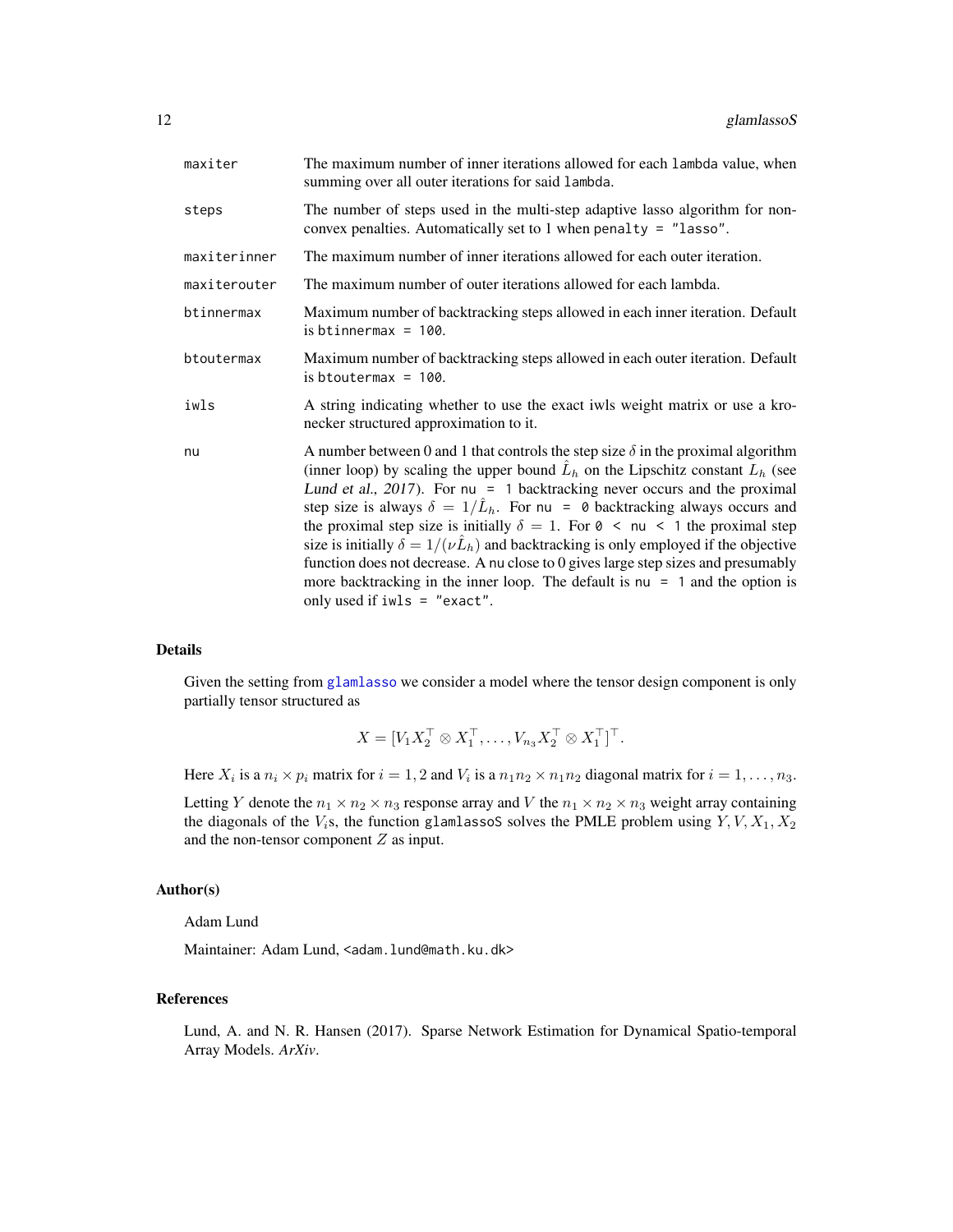| | |
|---|---|
| `maxiter` | The maximum number of inner iterations allowed for each `lambda` value, when summing over all outer iterations for said `lambda`. |
| `steps` | The number of steps used in the multi-step adaptive lasso algorithm for non-convex penalties. Automatically set to 1 when `penalty = "lasso"`. |
| `maxiterinner` | The maximum number of inner iterations allowed for each outer iteration. |
| `maxiterouter` | The maximum number of outer iterations allowed for each lambda. |
| `btinnermax` | Maximum number of backtracking steps allowed in each inner iteration. Default is `btinnermax = 100`. |
| `btoutermax` | Maximum number of backtracking steps allowed in each outer iteration. Default is `btoutermax = 100`. |
| `iwls` | A string indicating whether to use the exact iwls weight matrix or use a kronecker structured approximation to it. |
| `nu` | A number between 0 and 1 that controls the step size $\delta$ in the proximal algorithm (inner loop) by scaling the upper bound $\hat{L}_h$ on the Lipschitz constant $L_h$ (see *Lund et al., 2017*). For `nu = 1` backtracking never occurs and the proximal step size is always $\delta = 1/\hat{L}_h$. For `nu = 0` backtracking always occurs and the proximal step size is initially $\delta = 1$. For `0 < nu < 1` the proximal step size is initially $\delta = 1/(\nu\hat{L}_h)$ and backtracking is only employed if the objective function does not decrease. A `nu` close to 0 gives large step sizes and presumably more backtracking in the inner loop. The default is `nu = 1` and the option is only used if `iwls = "exact"`. |

## Details

Given the setting from `glamlasso` we consider a model where the tensor design component is only partially tensor structured as

$$X = [V_1 X_2^\top \otimes X_1^\top, \ldots, V_{n_3} X_2^\top \otimes X_1^\top]^\top.$$

Here $X_i$ is a $n_i \times p_i$ matrix for $i = 1, 2$ and $V_i$ is a $n_1 n_2 \times n_1 n_2$ diagonal matrix for $i = 1, \ldots, n_3$.

Letting $Y$ denote the $n_1 \times n_2 \times n_3$ response array and $V$ the $n_1 \times n_2 \times n_3$ weight array containing the diagonals of the $V_i$s, the function `glamlassoS` solves the PMLE problem using $Y, V, X_1, X_2$ and the non-tensor component $Z$ as input.

## Author(s)

Adam Lund

Maintainer: Adam Lund, <adam.lund@math.ku.dk>

## References

Lund, A. and N. R. Hansen (2017). Sparse Network Estimation for Dynamical Spatio-temporal Array Models. *ArXiv*.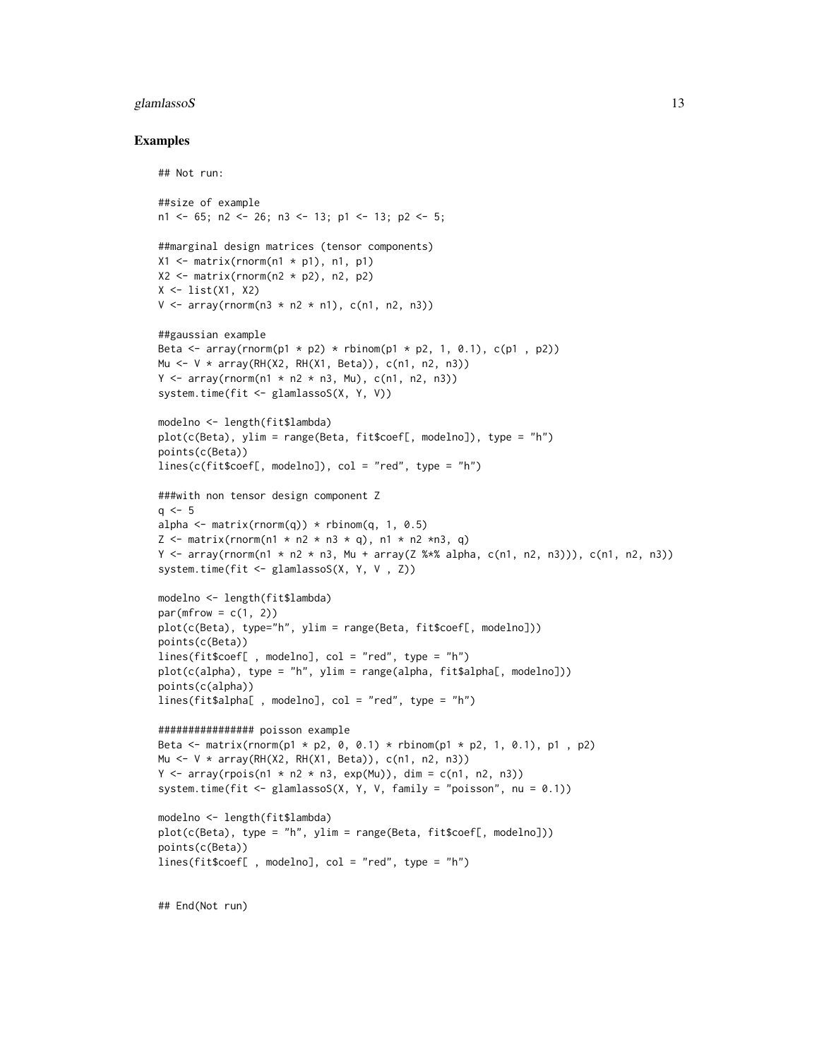## Examples

```
## Not run:

##size of example
n1 <- 65; n2 <- 26; n3 <- 13; p1 <- 13; p2 <- 5;

##marginal design matrices (tensor components)
X1 <- matrix(rnorm(n1 * p1), n1, p1)
X2 <- matrix(rnorm(n2 * p2), n2, p2)
X <- list(X1, X2)
V <- array(rnorm(n3 * n2 * n1), c(n1, n2, n3))

##gaussian example
Beta <- array(rnorm(p1 * p2) * rbinom(p1 * p2, 1, 0.1), c(p1 , p2))
Mu <- V * array(RH(X2, RH(X1, Beta)), c(n1, n2, n3))
Y <- array(rnorm(n1 * n2 * n3, Mu), c(n1, n2, n3))
system.time(fit <- glamlassoS(X, Y, V))

modelno <- length(fit$lambda)
plot(c(Beta), ylim = range(Beta, fit$coef[, modelno]), type = "h")
points(c(Beta))
lines(c(fit$coef[, modelno]), col = "red", type = "h")

###with non tensor design component Z
q <- 5
alpha <- matrix(rnorm(q)) * rbinom(q, 1, 0.5)
Z <- matrix(rnorm(n1 * n2 * n3 * q), n1 * n2 *n3, q)
Y <- array(rnorm(n1 * n2 * n3, Mu + array(Z %*% alpha, c(n1, n2, n3))), c(n1, n2, n3))
system.time(fit <- glamlassoS(X, Y, V , Z))

modelno <- length(fit$lambda)
par(mfrow = c(1, 2))
plot(c(Beta), type="h", ylim = range(Beta, fit$coef[, modelno]))
points(c(Beta))
lines(fit$coef[ , modelno], col = "red", type = "h")
plot(c(alpha), type = "h", ylim = range(alpha, fit$alpha[, modelno]))
points(c(alpha))
lines(fit$alpha[ , modelno], col = "red", type = "h")

################ poisson example
Beta <- matrix(rnorm(p1 * p2, 0, 0.1) * rbinom(p1 * p2, 1, 0.1), p1 , p2)
Mu <- V * array(RH(X2, RH(X1, Beta)), c(n1, n2, n3))
Y <- array(rpois(n1 * n2 * n3, exp(Mu)), dim = c(n1, n2, n3))
system.time(fit <- glamlassoS(X, Y, V, family = "poisson", nu = 0.1))

modelno <- length(fit$lambda)
plot(c(Beta), type = "h", ylim = range(Beta, fit$coef[, modelno]))
points(c(Beta))
lines(fit$coef[ , modelno], col = "red", type = "h")


## End(Not run)
```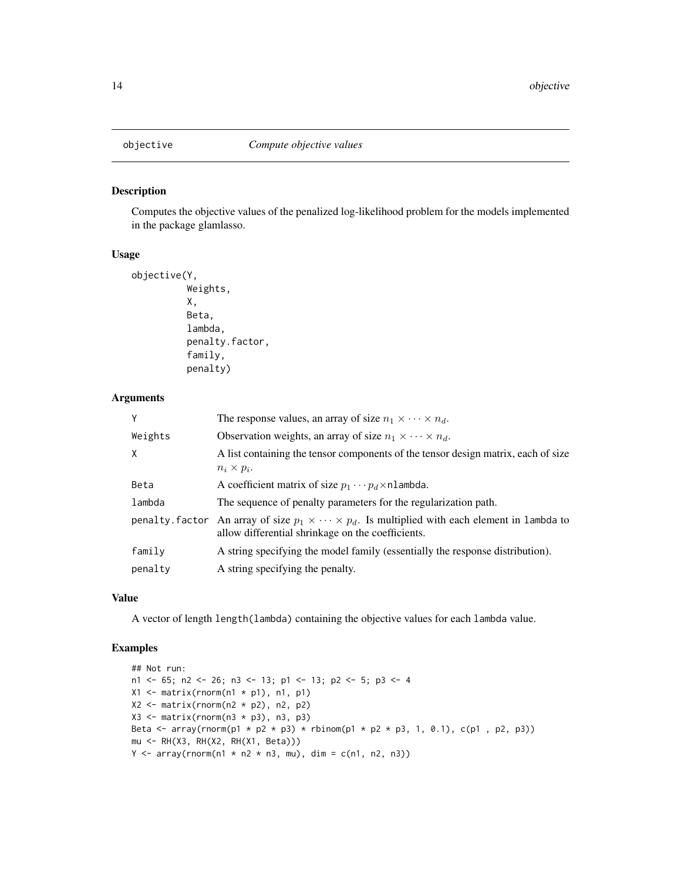# objective — *Compute objective values*

## Description

Computes the objective values of the penalized log-likelihood problem for the models implemented in the package glamlasso.

## Usage

```
objective(Y,
          Weights,
          X,
          Beta,
          lambda,
          penalty.factor,
          family,
          penalty)
```

## Arguments

| Argument | Description |
|---|---|
| `Y` | The response values, an array of size $n_1 \times \cdots \times n_d$. |
| `Weights` | Observation weights, an array of size $n_1 \times \cdots \times n_d$. |
| `X` | A list containing the tensor components of the tensor design matrix, each of size $n_i \times p_i$. |
| `Beta` | A coefficient matrix of size $p_1 \cdots p_d \times$`nlambda`. |
| `lambda` | The sequence of penalty parameters for the regularization path. |
| `penalty.factor` | An array of size $p_1 \times \cdots \times p_d$. Is multiplied with each element in `lambda` to allow differential shrinkage on the coefficients. |
| `family` | A string specifying the model family (essentially the response distribution). |
| `penalty` | A string specifying the penalty. |

## Value

A vector of length `length(lambda)` containing the objective values for each `lambda` value.

## Examples

```
## Not run:
n1 <- 65; n2 <- 26; n3 <- 13; p1 <- 13; p2 <- 5; p3 <- 4
X1 <- matrix(rnorm(n1 * p1), n1, p1)
X2 <- matrix(rnorm(n2 * p2), n2, p2)
X3 <- matrix(rnorm(n3 * p3), n3, p3)
Beta <- array(rnorm(p1 * p2 * p3) * rbinom(p1 * p2 * p3, 1, 0.1), c(p1 , p2, p3))
mu <- RH(X3, RH(X2, RH(X1, Beta)))
Y <- array(rnorm(n1 * n2 * n3, mu), dim = c(n1, n2, n3))
```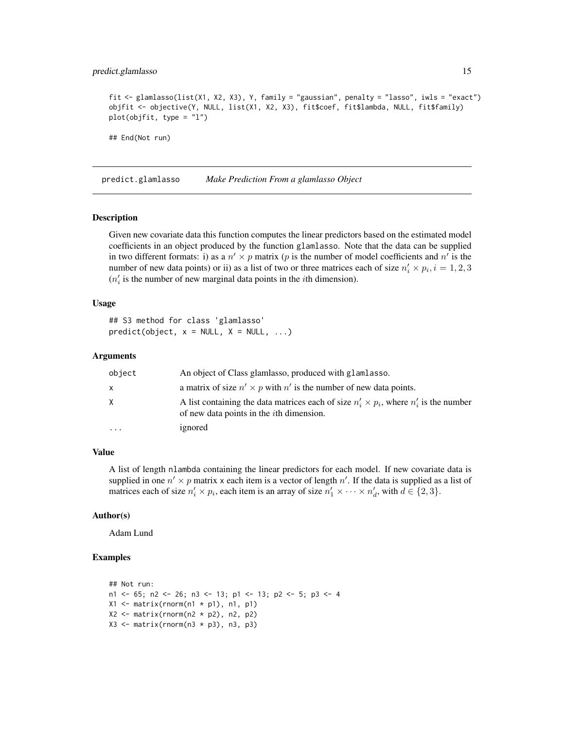```
fit <- glamlasso(list(X1, X2, X3), Y, family = "gaussian", penalty = "lasso", iwls = "exact")
objfit <- objective(Y, NULL, list(X1, X2, X3), fit$coef, fit$lambda, NULL, fit$family)
plot(objfit, type = "l")

## End(Not run)
```

---

## predict.glamlasso — *Make Prediction From a glamlasso Object*

---

### Description

Given new covariate data this function computes the linear predictors based on the estimated model coefficients in an object produced by the function glamlasso. Note that the data can be supplied in two different formats: i) as a $n' \times p$ matrix ($p$ is the number of model coefficients and $n'$ is the number of new data points) or ii) as a list of two or three matrices each of size $n'_i \times p_i, i = 1, 2, 3$ ($n'_i$ is the number of new marginal data points in the $i$th dimension).

### Usage

```
## S3 method for class 'glamlasso'
predict(object, x = NULL, X = NULL, ...)
```

### Arguments

| | |
|---|---|
| object | An object of Class glamlasso, produced with glamlasso. |
| x | a matrix of size $n' \times p$ with $n'$ is the number of new data points. |
| X | A list containing the data matrices each of size $n'_i \times p_i$, where $n'_i$ is the number of new data points in the $i$th dimension. |
| ... | ignored |

### Value

A list of length nlambda containing the linear predictors for each model. If new covariate data is supplied in one $n' \times p$ matrix x each item is a vector of length $n'$. If the data is supplied as a list of matrices each of size $n'_i \times p_i$, each item is an array of size $n'_1 \times \cdots \times n'_d$, with $d \in \{2, 3\}$.

### Author(s)

Adam Lund

### Examples

```
## Not run:
n1 <- 65; n2 <- 26; n3 <- 13; p1 <- 13; p2 <- 5; p3 <- 4
X1 <- matrix(rnorm(n1 * p1), n1, p1)
X2 <- matrix(rnorm(n2 * p2), n2, p2)
X3 <- matrix(rnorm(n3 * p3), n3, p3)
```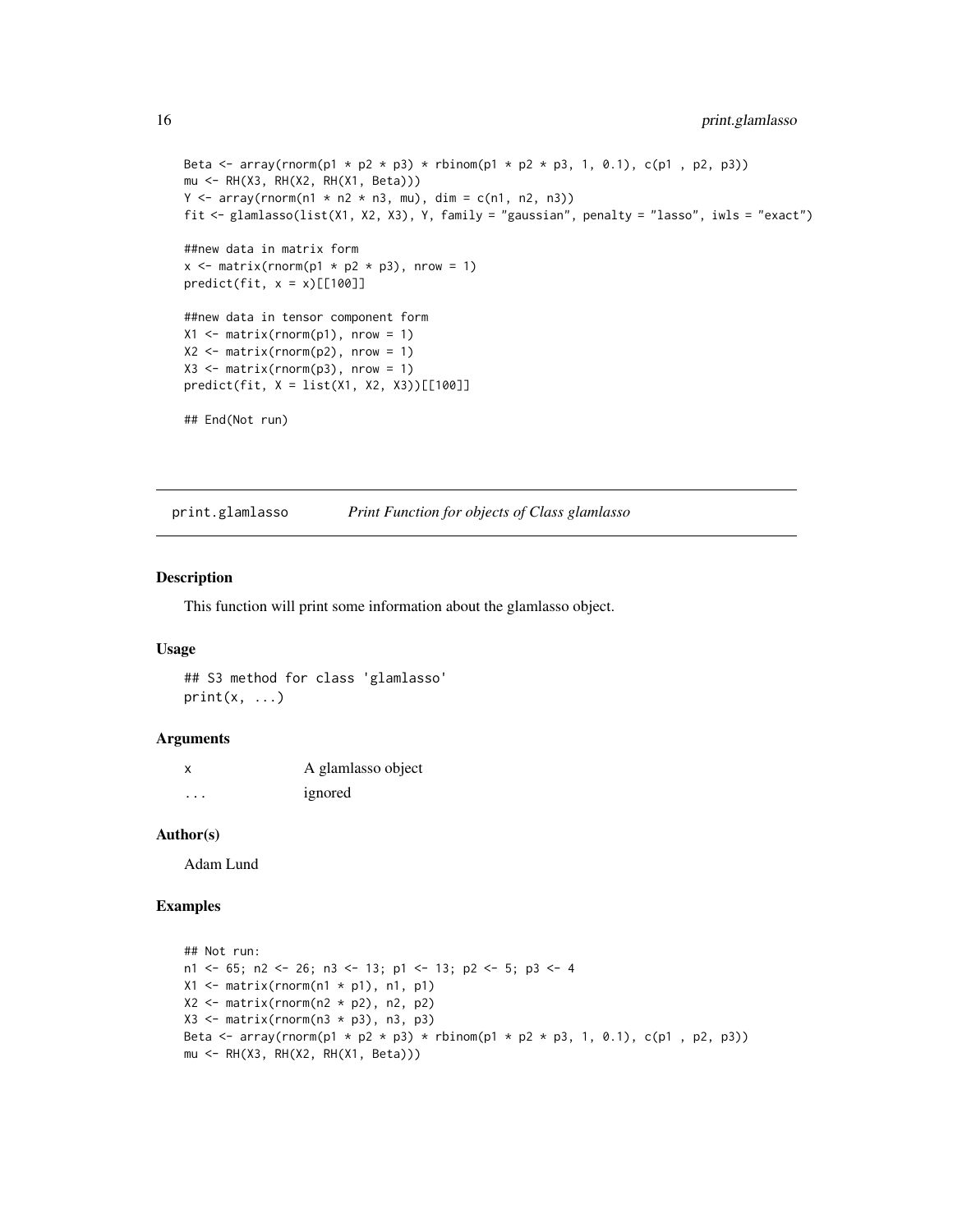```
Beta <- array(rnorm(p1 * p2 * p3) * rbinom(p1 * p2 * p3, 1, 0.1), c(p1 , p2, p3))
mu <- RH(X3, RH(X2, RH(X1, Beta)))
Y <- array(rnorm(n1 * n2 * n3, mu), dim = c(n1, n2, n3))
fit <- glamlasso(list(X1, X2, X3), Y, family = "gaussian", penalty = "lasso", iwls = "exact")

##new data in matrix form
x <- matrix(rnorm(p1 * p2 * p3), nrow = 1)
predict(fit, x = x)[[100]]

##new data in tensor component form
X1 <- matrix(rnorm(p1), nrow = 1)
X2 <- matrix(rnorm(p2), nrow = 1)
X3 <- matrix(rnorm(p3), nrow = 1)
predict(fit, X = list(X1, X2, X3))[[100]]

## End(Not run)
```

## print.glamlasso *Print Function for objects of Class glamlasso*

### Description

This function will print some information about the glamlasso object.

### Usage

```
## S3 method for class 'glamlasso'
print(x, ...)
```

### Arguments

| | |
|---|---|
| x | A glamlasso object |
| ... | ignored |

### Author(s)

Adam Lund

### Examples

```
## Not run:
n1 <- 65; n2 <- 26; n3 <- 13; p1 <- 13; p2 <- 5; p3 <- 4
X1 <- matrix(rnorm(n1 * p1), n1, p1)
X2 <- matrix(rnorm(n2 * p2), n2, p2)
X3 <- matrix(rnorm(n3 * p3), n3, p3)
Beta <- array(rnorm(p1 * p2 * p3) * rbinom(p1 * p2 * p3, 1, 0.1), c(p1 , p2, p3))
mu <- RH(X3, RH(X2, RH(X1, Beta)))
```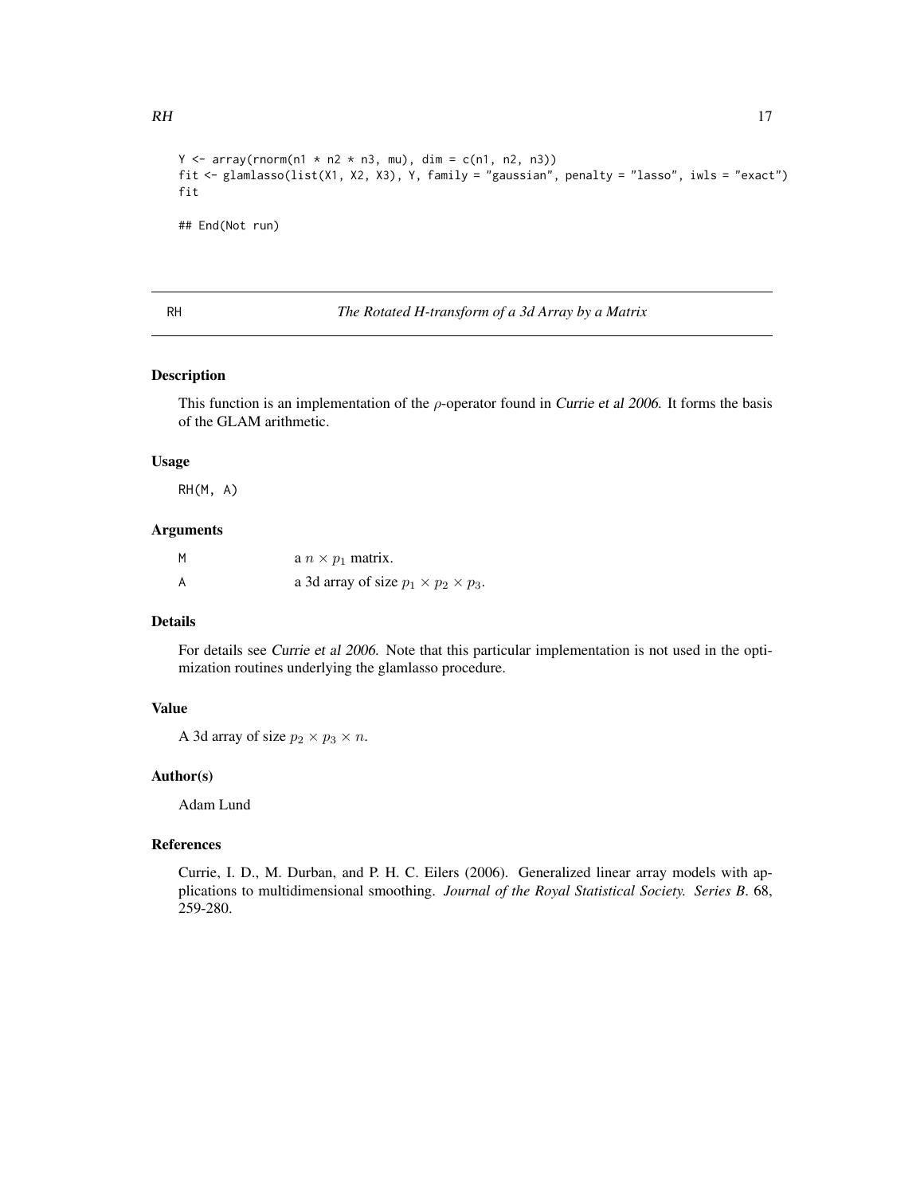```
Y <- array(rnorm(n1 * n2 * n3, mu), dim = c(n1, n2, n3))
fit <- glamlasso(list(X1, X2, X3), Y, family = "gaussian", penalty = "lasso", iwls = "exact")
fit

## End(Not run)
```

## RH — *The Rotated H-transform of a 3d Array by a Matrix*

### Description

This function is an implementation of the $\rho$-operator found in *Currie et al 2006*. It forms the basis of the GLAM arithmetic.

### Usage

```
RH(M, A)
```

### Arguments

| | |
|---|---|
| M | a $n \times p_1$ matrix. |
| A | a 3d array of size $p_1 \times p_2 \times p_3$. |

### Details

For details see *Currie et al 2006*. Note that this particular implementation is not used in the optimization routines underlying the glamlasso procedure.

### Value

A 3d array of size $p_2 \times p_3 \times n$.

### Author(s)

Adam Lund

### References

Currie, I. D., M. Durban, and P. H. C. Eilers (2006). Generalized linear array models with applications to multidimensional smoothing. *Journal of the Royal Statistical Society. Series B*. 68, 259-280.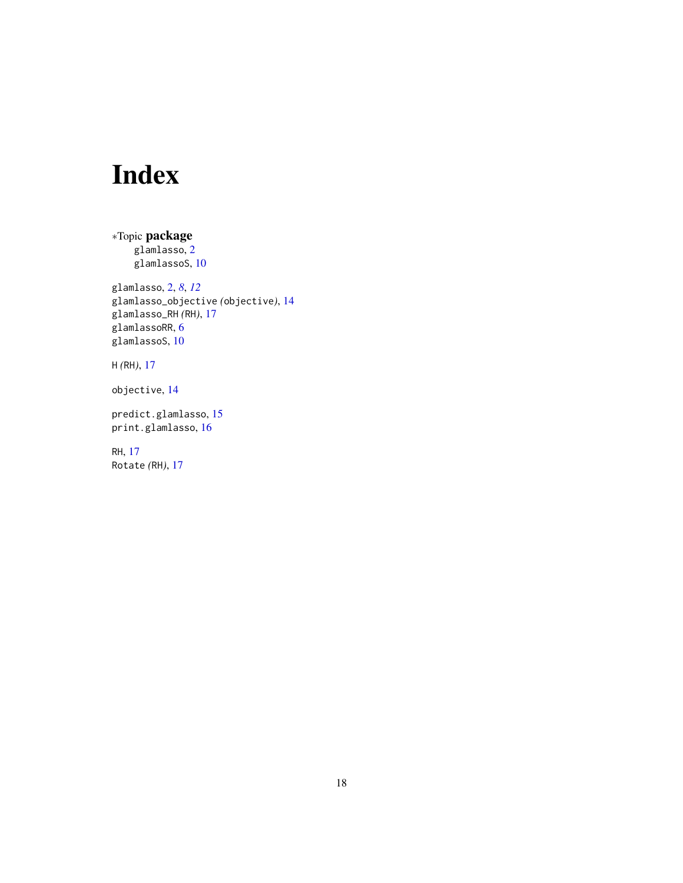# Index

*Topic **package**
  glamlasso, 2
  glamlassoS, 10

glamlasso, 2, *8*, *12*
glamlasso_objective *(*objective*)*, 14
glamlasso_RH *(*RH*)*, 17
glamlassoRR, 6
glamlassoS, 10

H *(*RH*)*, 17

objective, 14

predict.glamlasso, 15
print.glamlasso, 16

RH, 17
Rotate *(*RH*)*, 17